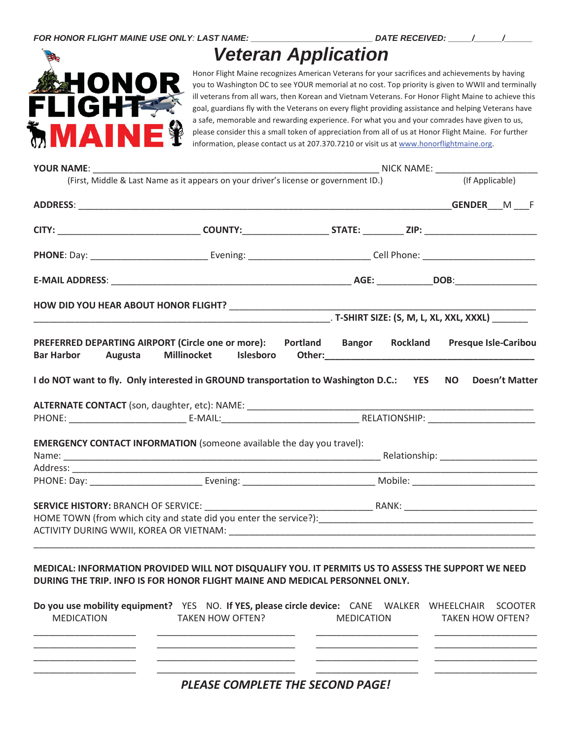*FOR HONOR FLIGHT MAINE USE ONLY: LAST NAME: \_\_\_\_\_\_\_\_\_\_\_\_\_\_\_\_\_\_\_\_\_\_\_\_ DATE RECEIVED: \_\_\_\_\_/\_\_\_\_\_/\_\_\_\_\_*

HONOR FLIGHT MAINE

# *Veteran Application*

Honor Flight Maine recognizes American Veterans for your sacrifices and achievements by having you to Washington DC to see YOUR memorial at no cost. Top priority is given to WWII and terminally ill veterans from all wars, then Korean and Vietnam Veterans. For Honor Flight Maine to achieve this goal, guardians fly with the Veterans on every flight providing assistance and helping Veterans have a safe, memorable and rewarding experience. For what you and your comrades have given to us, please consider this a small token of appreciation from all of us at Honor Flight Maine. For further information, please contact us at 207.370.7210 or visit us at www.honorflightmaine.org.

**YOUR NAME**: \_\_\_\_\_\_\_\_\_\_\_\_\_\_\_\_\_\_\_\_\_\_\_\_\_\_\_\_\_\_\_\_\_\_\_\_\_\_\_\_\_\_\_\_\_\_\_\_ NICK NAME: \_\_\_\_\_\_\_\_\_\_\_\_\_\_\_\_
(First, Middle & Last Name as it appears on your driver's license or government ID.) (If Applicable)

**ADDRESS**: \_\_\_\_\_\_\_\_\_\_\_\_\_\_\_\_\_\_\_\_\_\_\_\_\_\_\_\_\_\_\_\_\_\_\_\_\_\_\_\_\_\_\_\_\_\_\_\_\_\_\_\_\_\_\_\_\_\_\_\_\_\_ **GENDER**\_\_\_M \_\_\_F

**CITY:** \_\_\_\_\_\_\_\_\_\_\_\_\_\_\_\_\_\_\_\_\_\_\_ **COUNTY:**\_\_\_\_\_\_\_\_\_\_\_\_\_\_\_ **STATE:** \_\_\_\_\_\_\_ **ZIP:** \_\_\_\_\_\_\_\_\_\_\_\_\_\_\_\_\_\_\_\_

**PHONE**: Day: \_\_\_\_\_\_\_\_\_\_\_\_\_\_\_\_\_\_\_\_ Evening: \_\_\_\_\_\_\_\_\_\_\_\_\_\_\_\_\_\_\_\_\_ Cell Phone: \_\_\_\_\_\_\_\_\_\_\_\_\_\_\_\_\_\_\_\_

**E-MAIL ADDRESS**: \_\_\_\_\_\_\_\_\_\_\_\_\_\_\_\_\_\_\_\_\_\_\_\_\_\_\_\_\_\_\_\_\_\_\_\_\_\_\_\_\_\_ **AGE:** \_\_\_\_\_\_\_\_\_\_**DOB**:\_\_\_\_\_\_\_\_\_\_\_\_\_\_

**HOW DID YOU HEAR ABOUT HONOR FLIGHT?** \_\_\_\_\_\_\_\_\_\_\_\_\_\_\_\_\_\_\_\_\_\_\_\_\_\_\_\_\_\_\_\_\_\_\_\_\_\_\_\_\_\_\_\_\_\_\_\_\_\_\_\_
\_\_\_\_\_\_\_\_\_\_\_\_\_\_\_\_\_\_\_\_\_\_\_\_\_\_\_\_\_\_\_\_\_\_\_\_\_\_\_\_\_\_\_\_\_\_\_\_\_\_\_\_\_. **T-SHIRT SIZE: (S, M, L, XL, XXL, XXXL)** \_\_\_\_\_\_\_

**PREFERRED DEPARTING AIRPORT (Circle one or more): Portland Bangor Rockland Presque Isle-Caribou Bar Harbor Augusta Millinocket Islesboro Other:**\_\_\_\_\_\_\_\_\_\_\_\_\_\_\_\_\_\_\_\_\_\_\_\_\_\_\_\_\_\_\_\_\_\_\_\_\_\_

**I do NOT want to fly. Only interested in GROUND transportation to Washington D.C.: YES NO Doesn't Matter**

**ALTERNATE CONTACT** (son, daughter, etc): NAME: \_\_\_\_\_\_\_\_\_\_\_\_\_\_\_\_\_\_\_\_\_\_\_\_\_\_\_\_\_\_\_\_\_\_\_\_\_\_\_\_\_\_\_\_\_\_\_\_\_\_\_
PHONE: \_\_\_\_\_\_\_\_\_\_\_\_\_\_\_\_\_\_\_\_ E-MAIL:\_\_\_\_\_\_\_\_\_\_\_\_\_\_\_\_\_\_\_\_\_\_\_\_\_ RELATIONSHIP: \_\_\_\_\_\_\_\_\_\_\_\_\_\_\_\_\_\_\_

**EMERGENCY CONTACT INFORMATION** (someone available the day you travel):
Name: \_\_\_\_\_\_\_\_\_\_\_\_\_\_\_\_\_\_\_\_\_\_\_\_\_\_\_\_\_\_\_\_\_\_\_\_\_\_\_\_\_\_\_\_\_\_\_\_\_\_\_\_\_\_\_ Relationship: \_\_\_\_\_\_\_\_\_\_\_\_\_\_\_\_\_\_
Address: \_\_\_\_\_\_\_\_\_\_\_\_\_\_\_\_\_\_\_\_\_\_\_\_\_\_\_\_\_\_\_\_\_\_\_\_\_\_\_\_\_\_\_\_\_\_\_\_\_\_\_\_\_\_\_\_\_\_\_\_\_\_\_\_\_\_\_\_\_\_\_\_\_\_\_\_\_\_\_
PHONE: Day: \_\_\_\_\_\_\_\_\_\_\_\_\_\_\_\_\_\_\_\_ Evening: \_\_\_\_\_\_\_\_\_\_\_\_\_\_\_\_\_\_\_\_\_\_\_\_ Mobile: \_\_\_\_\_\_\_\_\_\_\_\_\_\_\_\_\_\_\_\_\_\_

**SERVICE HISTORY:** BRANCH OF SERVICE: \_\_\_\_\_\_\_\_\_\_\_\_\_\_\_\_\_\_\_\_\_\_\_\_\_\_\_\_\_\_ RANK: \_\_\_\_\_\_\_\_\_\_\_\_\_\_\_\_\_\_\_\_\_\_\_\_
HOME TOWN (from which city and state did you enter the service?):\_\_\_\_\_\_\_\_\_\_\_\_\_\_\_\_\_\_\_\_\_\_\_\_\_\_\_\_\_\_\_\_\_\_\_\_\_\_
ACTIVITY DURING WWII, KOREA OR VIETNAM: \_\_\_\_\_\_\_\_\_\_\_\_\_\_\_\_\_\_\_\_\_\_\_\_\_\_\_\_\_\_\_\_\_\_\_\_\_\_\_\_\_\_\_\_\_\_\_\_\_\_\_\_\_\_\_
\_\_\_\_\_\_\_\_\_\_\_\_\_\_\_\_\_\_\_\_\_\_\_\_\_\_\_\_\_\_\_\_\_\_\_\_\_\_\_\_\_\_\_\_\_\_\_\_\_\_\_\_\_\_\_\_\_\_\_\_\_\_\_\_\_\_\_\_\_\_\_\_\_\_\_\_\_\_\_\_\_\_\_\_\_\_\_\_\_\_

**MEDICAL: INFORMATION PROVIDED WILL NOT DISQUALIFY YOU. IT PERMITS US TO ASSESS THE SUPPORT WE NEED DURING THE TRIP. INFO IS FOR HONOR FLIGHT MAINE AND MEDICAL PERSONNEL ONLY.**

**Do you use mobility equipment?** YES NO. **If YES, please circle device:** CANE WALKER WHEELCHAIR SCOOTER

| MEDICATION | TAKEN HOW OFTEN? | MEDICATION | TAKEN HOW OFTEN? |
|---|---|---|---|
| | | | |
| | | | |
| | | | |
| | | | |

***PLEASE COMPLETE THE SECOND PAGE!***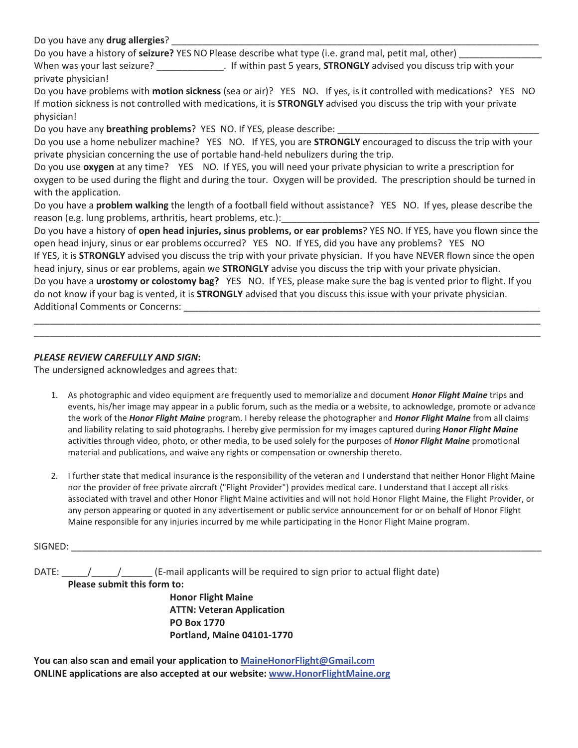Do you have any **drug allergies**? ___________________________________________________________________________

Do you have a history of **seizure?** YES NO Please describe what type (i.e. grand mal, petit mal, other) _______________

When was your last seizure? _____________. If within past 5 years, **STRONGLY** advised you discuss trip with your private physician!

Do you have problems with **motion sickness** (sea or air)? YES NO. If yes, is it controlled with medications? YES NO

If motion sickness is not controlled with medications, it is **STRONGLY** advised you discuss the trip with your private physician!

Do you have any **breathing problems**? YES NO. If YES, please describe: ______________________________________

Do you use a home nebulizer machine? YES NO. If YES, you are **STRONGLY** encouraged to discuss the trip with your private physician concerning the use of portable hand-held nebulizers during the trip.

Do you use **oxygen** at any time? YES NO. If YES, you will need your private physician to write a prescription for oxygen to be used during the flight and during the tour. Oxygen will be provided. The prescription should be turned in with the application.

Do you have a **problem walking** the length of a football field without assistance? YES NO. If yes, please describe the reason (e.g. lung problems, arthritis, heart problems, etc.):___________________________________________________

Do you have a history of **open head injuries, sinus problems, or ear problems**? YES NO. If YES, have you flown since the open head injury, sinus or ear problems occurred? YES NO. If YES, did you have any problems? YES NO

If YES, it is **STRONGLY** advised you discuss the trip with your private physician. If you have NEVER flown since the open head injury, sinus or ear problems, again we **STRONGLY** advise you discuss the trip with your private physician.

Do you have a **urostomy or colostomy bag?** YES NO. If YES, please make sure the bag is vented prior to flight. If you do not know if your bag is vented, it is **STRONGLY** advised that you discuss this issue with your private physician.

Additional Comments or Concerns: _______________________________________________________________________

_____________________________________________________________________________________________________

_____________________________________________________________________________________________________

***PLEASE REVIEW CAREFULLY AND SIGN*:**

The undersigned acknowledges and agrees that:

1. As photographic and video equipment are frequently used to memorialize and document ***Honor Flight Maine*** trips and events, his/her image may appear in a public forum, such as the media or a website, to acknowledge, promote or advance the work of the ***Honor Flight Maine*** program. I hereby release the photographer and ***Honor Flight Maine*** from all claims and liability relating to said photographs. I hereby give permission for my images captured during ***Honor Flight Maine*** activities through video, photo, or other media, to be used solely for the purposes of ***Honor Flight Maine*** promotional material and publications, and waive any rights or compensation or ownership thereto.

2. I further state that medical insurance is the responsibility of the veteran and I understand that neither Honor Flight Maine nor the provider of free private aircraft ("Flight Provider") provides medical care. I understand that I accept all risks associated with travel and other Honor Flight Maine activities and will not hold Honor Flight Maine, the Flight Provider, or any person appearing or quoted in any advertisement or public service announcement for or on behalf of Honor Flight Maine responsible for any injuries incurred by me while participating in the Honor Flight Maine program.

SIGNED: ____________________________________________________________________________________________

DATE: _____/_____/______ (E-mail applicants will be required to sign prior to actual flight date)

**Please submit this form to:**

**Honor Flight Maine**
**ATTN: Veteran Application**
**PO Box 1770**
**Portland, Maine 04101-1770**

**You can also scan and email your application to MaineHonorFlight@Gmail.com**
**ONLINE applications are also accepted at our website: www.HonorFlightMaine.org**